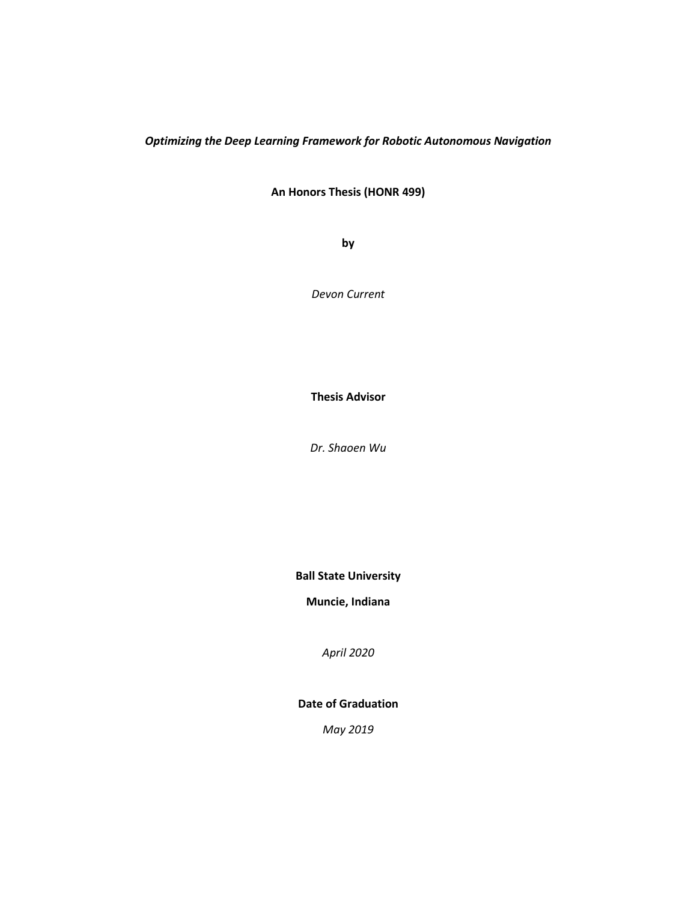***Optimizing the Deep Learning Framework for Robotic Autonomous Navigation***

**An Honors Thesis (HONR 499)**

**by**

*Devon Current*

**Thesis Advisor**

*Dr. Shaoen Wu*

**Ball State University**

**Muncie, Indiana**

*April 2020*

**Date of Graduation**

*May 2019*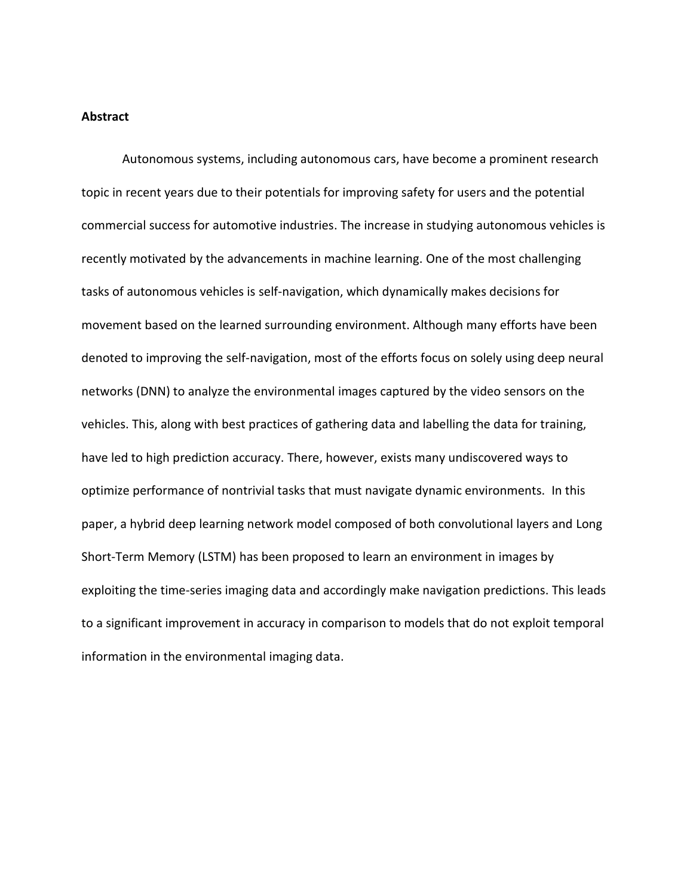**Abstract**

Autonomous systems, including autonomous cars, have become a prominent research topic in recent years due to their potentials for improving safety for users and the potential commercial success for automotive industries. The increase in studying autonomous vehicles is recently motivated by the advancements in machine learning. One of the most challenging tasks of autonomous vehicles is self-navigation, which dynamically makes decisions for movement based on the learned surrounding environment. Although many efforts have been denoted to improving the self-navigation, most of the efforts focus on solely using deep neural networks (DNN) to analyze the environmental images captured by the video sensors on the vehicles. This, along with best practices of gathering data and labelling the data for training, have led to high prediction accuracy. There, however, exists many undiscovered ways to optimize performance of nontrivial tasks that must navigate dynamic environments. In this paper, a hybrid deep learning network model composed of both convolutional layers and Long Short-Term Memory (LSTM) has been proposed to learn an environment in images by exploiting the time-series imaging data and accordingly make navigation predictions. This leads to a significant improvement in accuracy in comparison to models that do not exploit temporal information in the environmental imaging data.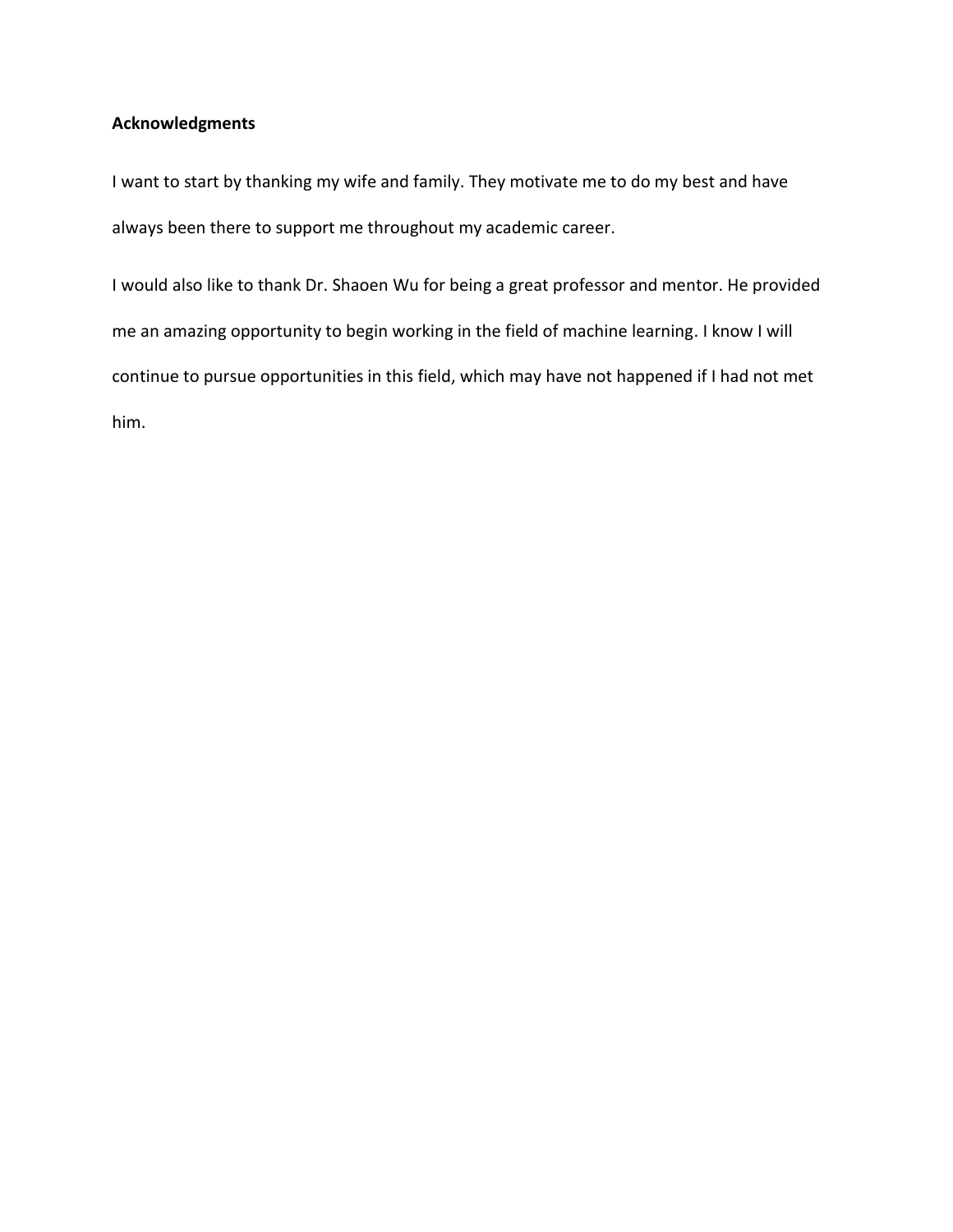**Acknowledgments**

I want to start by thanking my wife and family. They motivate me to do my best and have always been there to support me throughout my academic career.

I would also like to thank Dr. Shaoen Wu for being a great professor and mentor. He provided me an amazing opportunity to begin working in the field of machine learning. I know I will continue to pursue opportunities in this field, which may have not happened if I had not met him.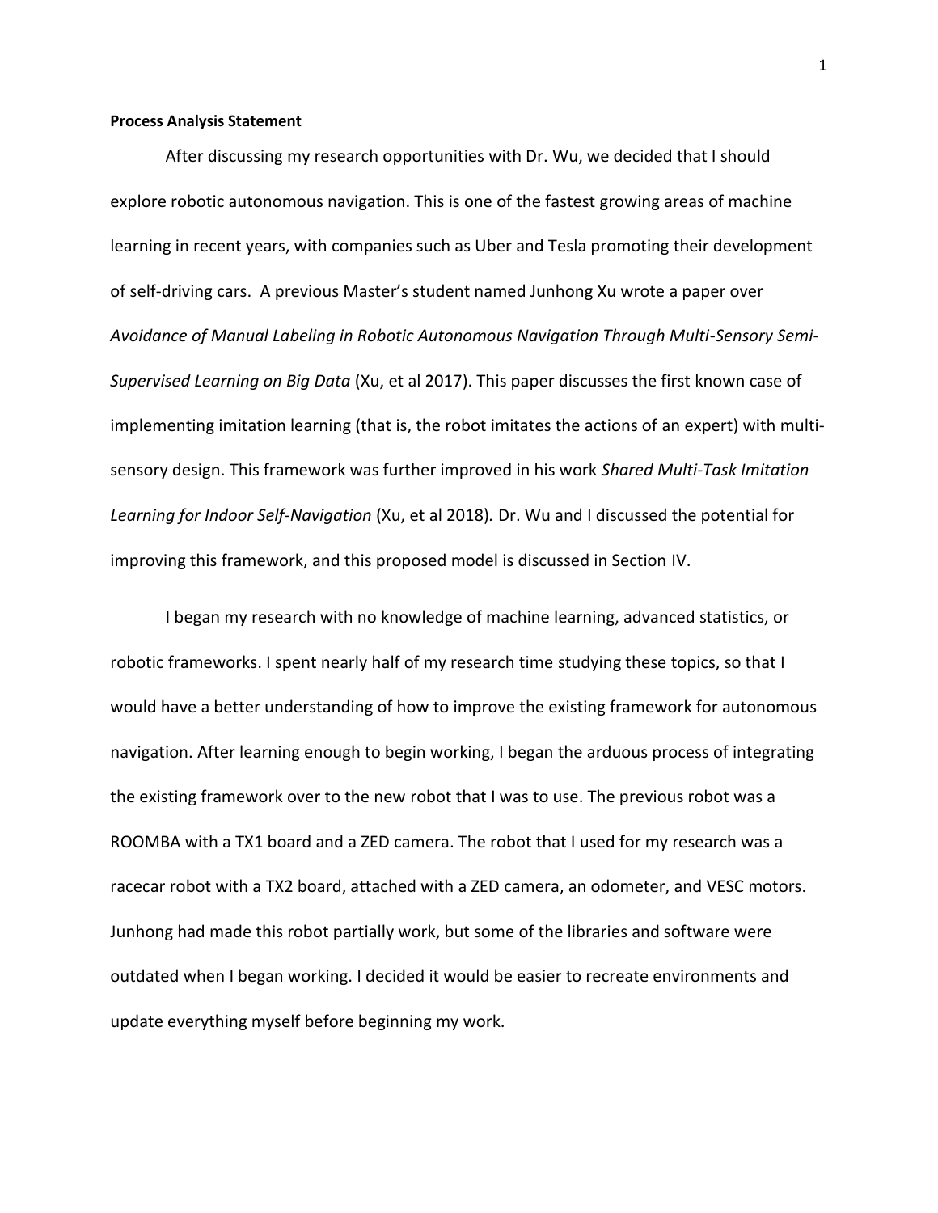**Process Analysis Statement**

After discussing my research opportunities with Dr. Wu, we decided that I should explore robotic autonomous navigation. This is one of the fastest growing areas of machine learning in recent years, with companies such as Uber and Tesla promoting their development of self-driving cars. A previous Master's student named Junhong Xu wrote a paper over *Avoidance of Manual Labeling in Robotic Autonomous Navigation Through Multi-Sensory Semi-Supervised Learning on Big Data* (Xu, et al 2017). This paper discusses the first known case of implementing imitation learning (that is, the robot imitates the actions of an expert) with multi-sensory design. This framework was further improved in his work *Shared Multi-Task Imitation Learning for Indoor Self-Navigation* (Xu, et al 2018). Dr. Wu and I discussed the potential for improving this framework, and this proposed model is discussed in Section IV.

I began my research with no knowledge of machine learning, advanced statistics, or robotic frameworks. I spent nearly half of my research time studying these topics, so that I would have a better understanding of how to improve the existing framework for autonomous navigation. After learning enough to begin working, I began the arduous process of integrating the existing framework over to the new robot that I was to use. The previous robot was a ROOMBA with a TX1 board and a ZED camera. The robot that I used for my research was a racecar robot with a TX2 board, attached with a ZED camera, an odometer, and VESC motors. Junhong had made this robot partially work, but some of the libraries and software were outdated when I began working. I decided it would be easier to recreate environments and update everything myself before beginning my work.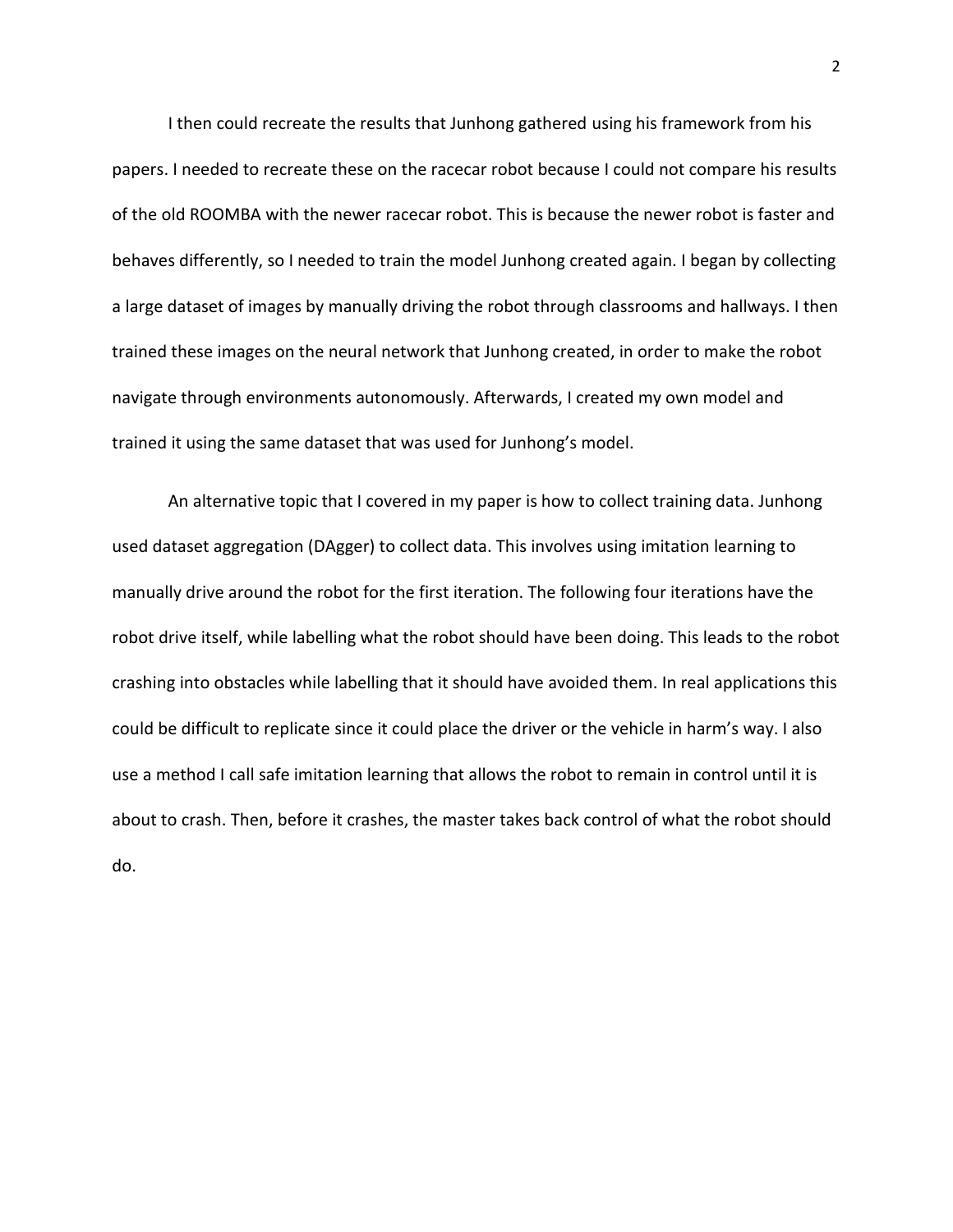I then could recreate the results that Junhong gathered using his framework from his papers. I needed to recreate these on the racecar robot because I could not compare his results of the old ROOMBA with the newer racecar robot. This is because the newer robot is faster and behaves differently, so I needed to train the model Junhong created again. I began by collecting a large dataset of images by manually driving the robot through classrooms and hallways. I then trained these images on the neural network that Junhong created, in order to make the robot navigate through environments autonomously. Afterwards, I created my own model and trained it using the same dataset that was used for Junhong's model.

An alternative topic that I covered in my paper is how to collect training data. Junhong used dataset aggregation (DAgger) to collect data. This involves using imitation learning to manually drive around the robot for the first iteration. The following four iterations have the robot drive itself, while labelling what the robot should have been doing. This leads to the robot crashing into obstacles while labelling that it should have avoided them. In real applications this could be difficult to replicate since it could place the driver or the vehicle in harm's way. I also use a method I call safe imitation learning that allows the robot to remain in control until it is about to crash. Then, before it crashes, the master takes back control of what the robot should do.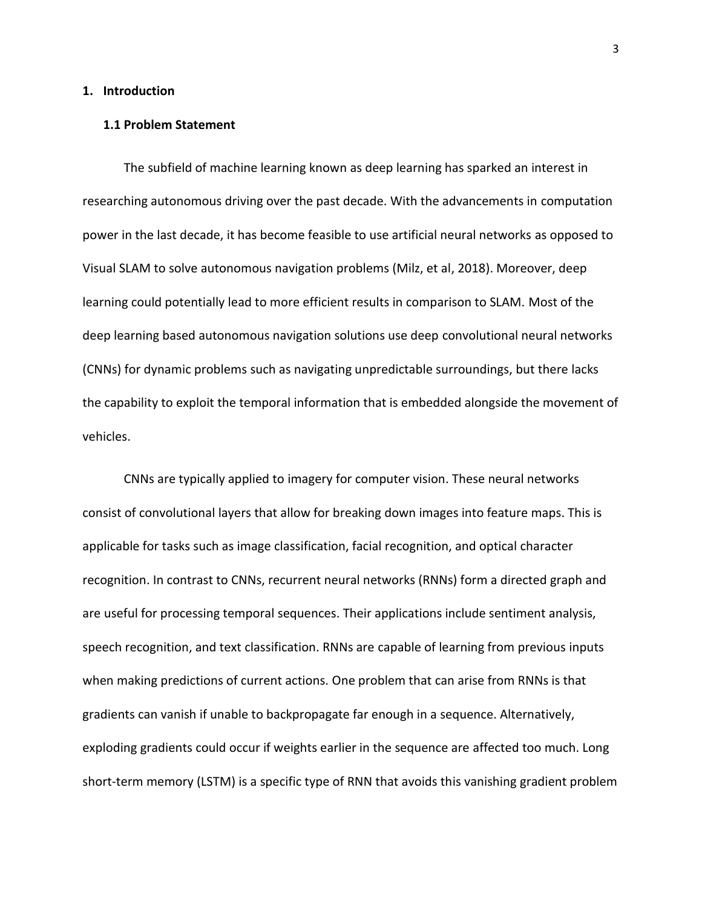# 1. Introduction

## 1.1 Problem Statement

The subfield of machine learning known as deep learning has sparked an interest in researching autonomous driving over the past decade. With the advancements in computation power in the last decade, it has become feasible to use artificial neural networks as opposed to Visual SLAM to solve autonomous navigation problems (Milz, et al, 2018). Moreover, deep learning could potentially lead to more efficient results in comparison to SLAM. Most of the deep learning based autonomous navigation solutions use deep convolutional neural networks (CNNs) for dynamic problems such as navigating unpredictable surroundings, but there lacks the capability to exploit the temporal information that is embedded alongside the movement of vehicles.

CNNs are typically applied to imagery for computer vision. These neural networks consist of convolutional layers that allow for breaking down images into feature maps. This is applicable for tasks such as image classification, facial recognition, and optical character recognition. In contrast to CNNs, recurrent neural networks (RNNs) form a directed graph and are useful for processing temporal sequences. Their applications include sentiment analysis, speech recognition, and text classification. RNNs are capable of learning from previous inputs when making predictions of current actions. One problem that can arise from RNNs is that gradients can vanish if unable to backpropagate far enough in a sequence. Alternatively, exploding gradients could occur if weights earlier in the sequence are affected too much. Long short-term memory (LSTM) is a specific type of RNN that avoids this vanishing gradient problem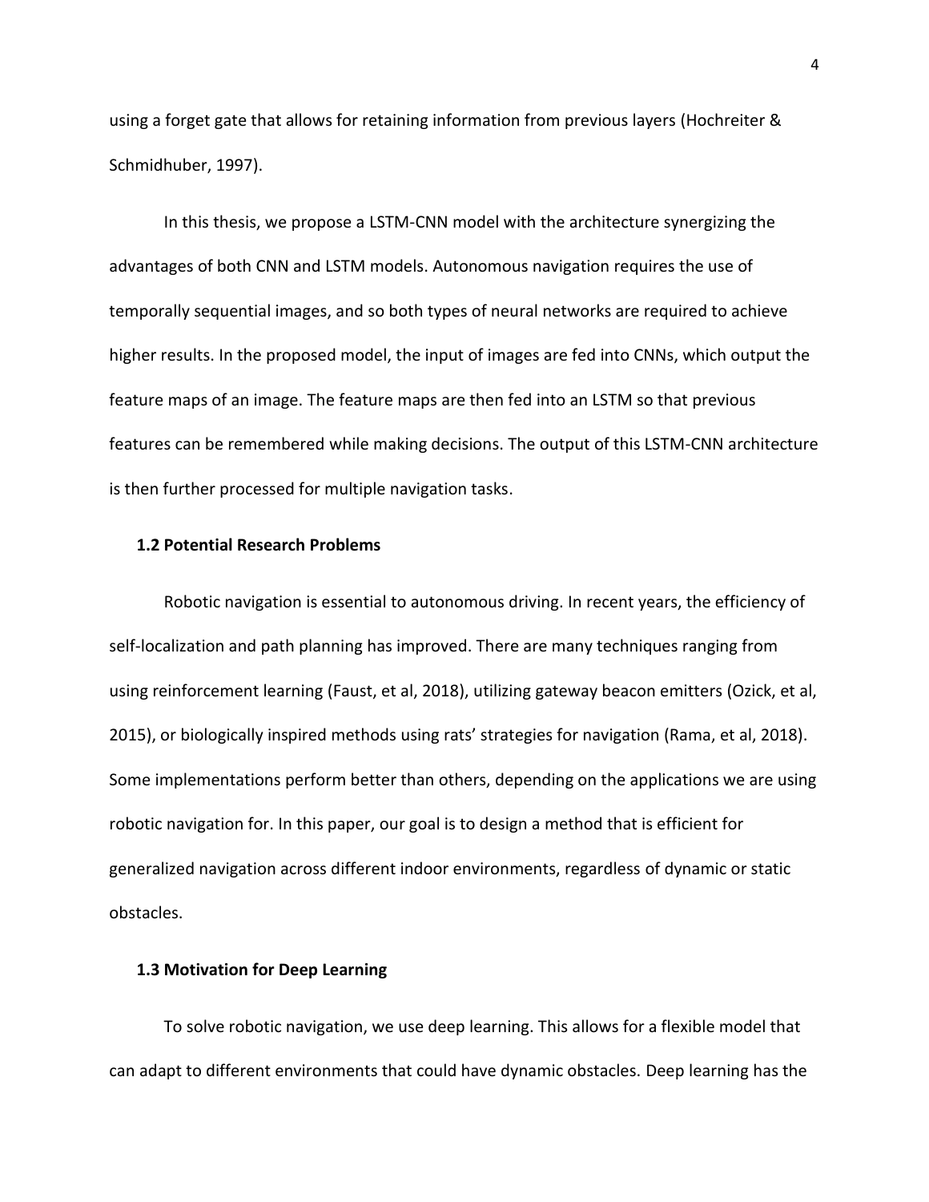using a forget gate that allows for retaining information from previous layers (Hochreiter & Schmidhuber, 1997).

In this thesis, we propose a LSTM-CNN model with the architecture synergizing the advantages of both CNN and LSTM models. Autonomous navigation requires the use of temporally sequential images, and so both types of neural networks are required to achieve higher results. In the proposed model, the input of images are fed into CNNs, which output the feature maps of an image. The feature maps are then fed into an LSTM so that previous features can be remembered while making decisions. The output of this LSTM-CNN architecture is then further processed for multiple navigation tasks.

### 1.2 Potential Research Problems

Robotic navigation is essential to autonomous driving. In recent years, the efficiency of self-localization and path planning has improved. There are many techniques ranging from using reinforcement learning (Faust, et al, 2018), utilizing gateway beacon emitters (Ozick, et al, 2015), or biologically inspired methods using rats' strategies for navigation (Rama, et al, 2018). Some implementations perform better than others, depending on the applications we are using robotic navigation for. In this paper, our goal is to design a method that is efficient for generalized navigation across different indoor environments, regardless of dynamic or static obstacles.

### 1.3 Motivation for Deep Learning

To solve robotic navigation, we use deep learning. This allows for a flexible model that can adapt to different environments that could have dynamic obstacles. Deep learning has the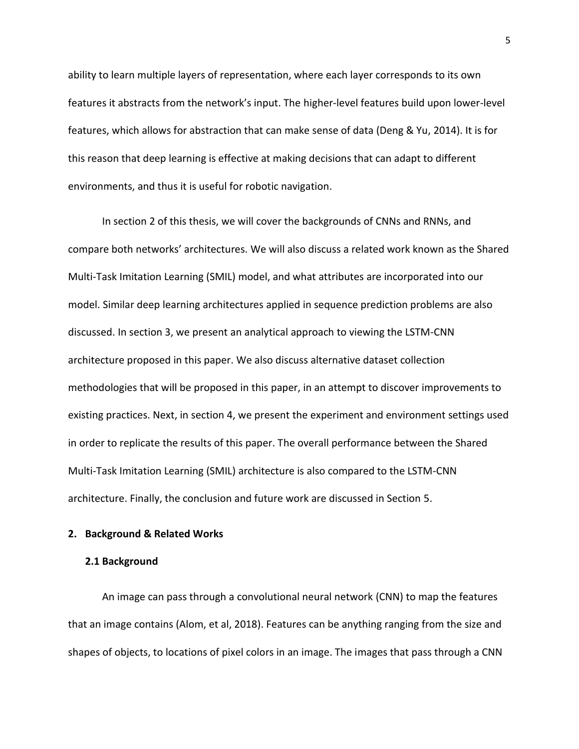ability to learn multiple layers of representation, where each layer corresponds to its own features it abstracts from the network's input. The higher-level features build upon lower-level features, which allows for abstraction that can make sense of data (Deng & Yu, 2014). It is for this reason that deep learning is effective at making decisions that can adapt to different environments, and thus it is useful for robotic navigation.

In section 2 of this thesis, we will cover the backgrounds of CNNs and RNNs, and compare both networks' architectures. We will also discuss a related work known as the Shared Multi-Task Imitation Learning (SMIL) model, and what attributes are incorporated into our model. Similar deep learning architectures applied in sequence prediction problems are also discussed. In section 3, we present an analytical approach to viewing the LSTM-CNN architecture proposed in this paper. We also discuss alternative dataset collection methodologies that will be proposed in this paper, in an attempt to discover improvements to existing practices. Next, in section 4, we present the experiment and environment settings used in order to replicate the results of this paper. The overall performance between the Shared Multi-Task Imitation Learning (SMIL) architecture is also compared to the LSTM-CNN architecture. Finally, the conclusion and future work are discussed in Section 5.

## 2. Background & Related Works

### 2.1 Background

An image can pass through a convolutional neural network (CNN) to map the features that an image contains (Alom, et al, 2018). Features can be anything ranging from the size and shapes of objects, to locations of pixel colors in an image. The images that pass through a CNN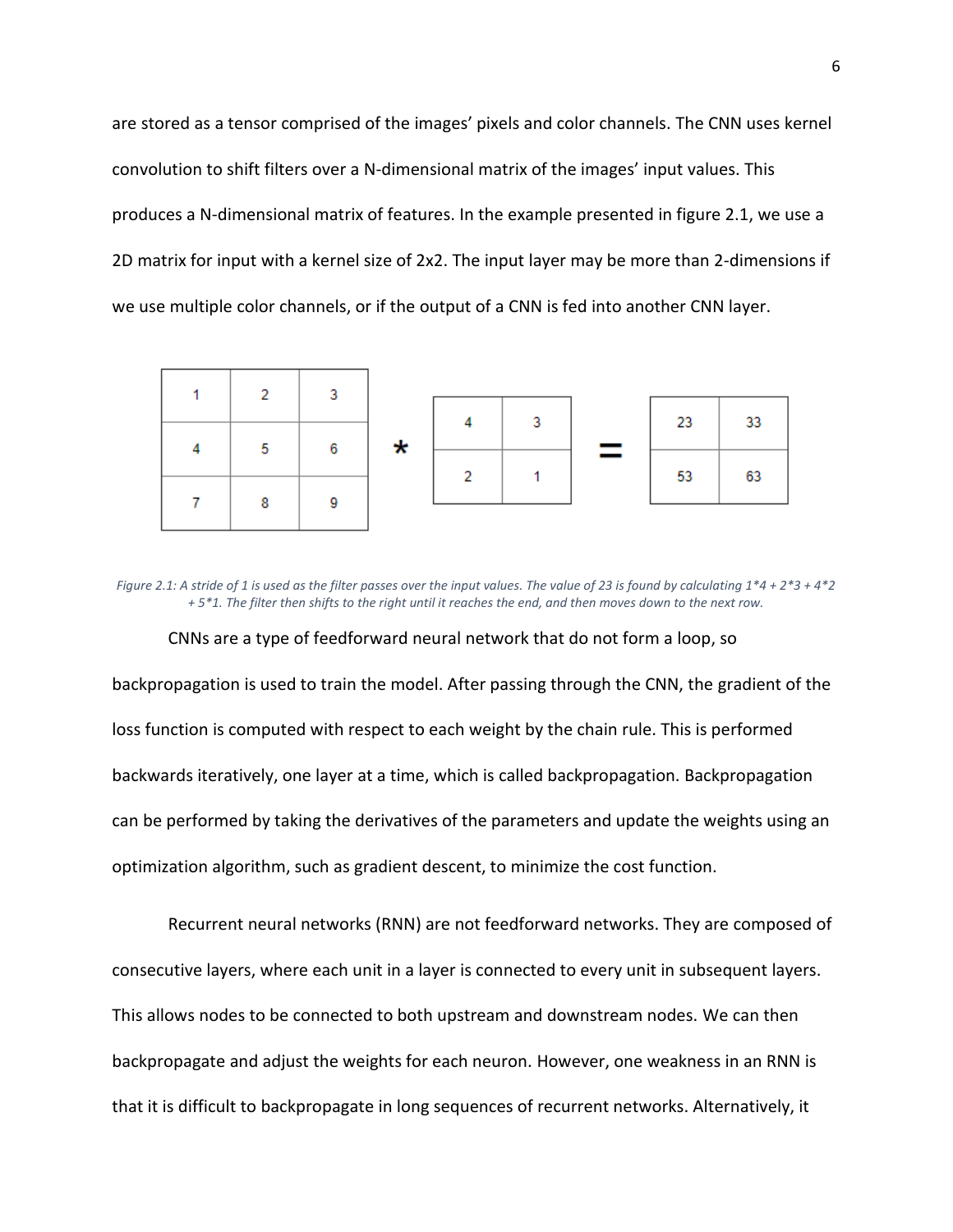are stored as a tensor comprised of the images' pixels and color channels. The CNN uses kernel convolution to shift filters over a N-dimensional matrix of the images' input values. This produces a N-dimensional matrix of features. In the example presented in figure 2.1, we use a 2D matrix for input with a kernel size of 2x2. The input layer may be more than 2-dimensions if we use multiple color channels, or if the output of a CNN is fed into another CNN layer.

| 1 | 2 | 3 |
|---|---|---|
| 4 | 5 | 6 |
| 7 | 8 | 9 |

*

| 4 | 3 |
|---|---|
| 2 | 1 |

=

| 23 | 33 |
|---|---|
| 53 | 63 |

*Figure 2.1: A stride of 1 is used as the filter passes over the input values. The value of 23 is found by calculating 1*4 + 2*3 + 4*2 + 5*1. The filter then shifts to the right until it reaches the end, and then moves down to the next row.*

CNNs are a type of feedforward neural network that do not form a loop, so backpropagation is used to train the model. After passing through the CNN, the gradient of the loss function is computed with respect to each weight by the chain rule. This is performed backwards iteratively, one layer at a time, which is called backpropagation. Backpropagation can be performed by taking the derivatives of the parameters and update the weights using an optimization algorithm, such as gradient descent, to minimize the cost function.

Recurrent neural networks (RNN) are not feedforward networks. They are composed of consecutive layers, where each unit in a layer is connected to every unit in subsequent layers. This allows nodes to be connected to both upstream and downstream nodes. We can then backpropagate and adjust the weights for each neuron. However, one weakness in an RNN is that it is difficult to backpropagate in long sequences of recurrent networks. Alternatively, it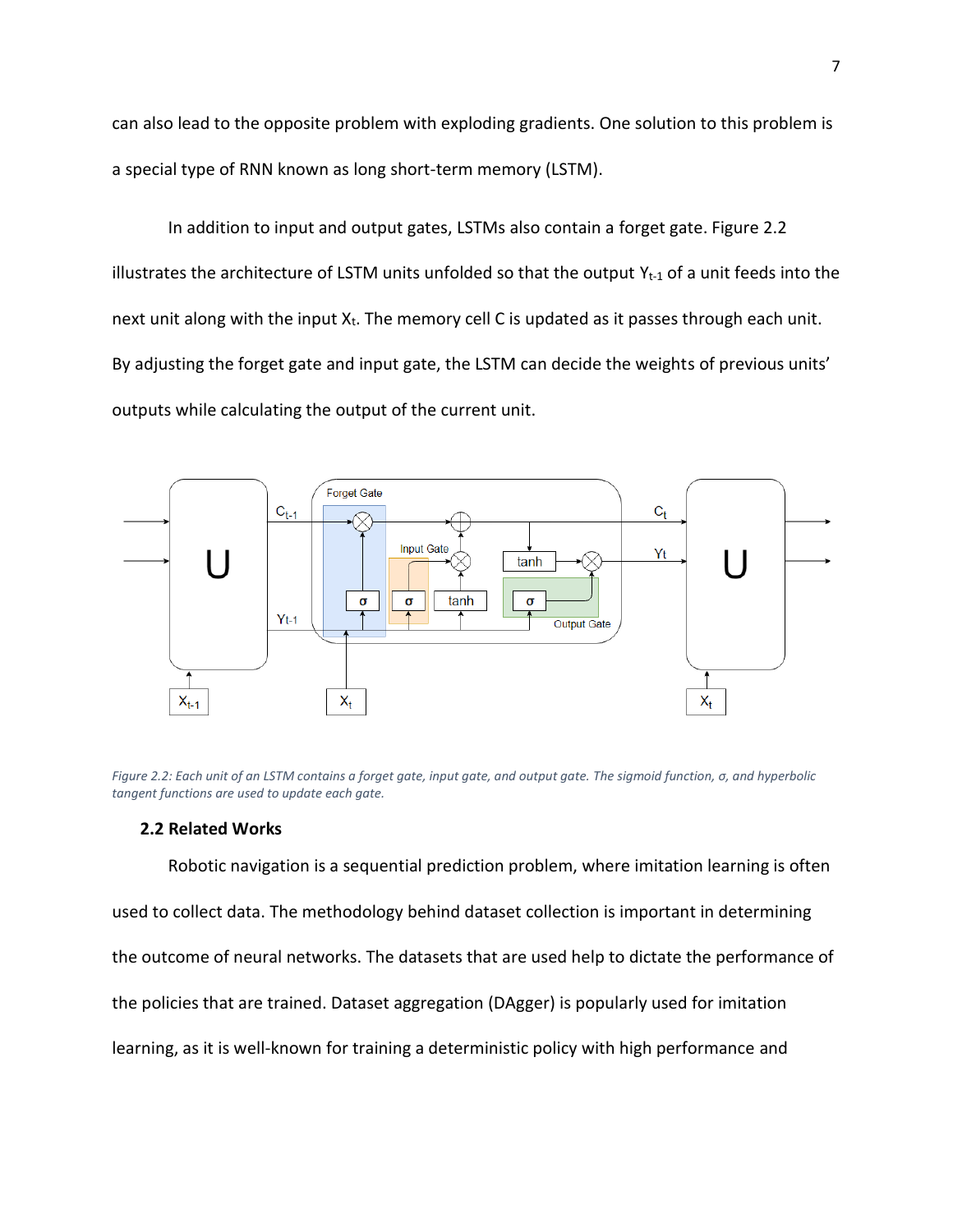can also lead to the opposite problem with exploding gradients. One solution to this problem is a special type of RNN known as long short-term memory (LSTM).

In addition to input and output gates, LSTMs also contain a forget gate. Figure 2.2 illustrates the architecture of LSTM units unfolded so that the output $Y_{t-1}$ of a unit feeds into the next unit along with the input $X_t$. The memory cell C is updated as it passes through each unit. By adjusting the forget gate and input gate, the LSTM can decide the weights of previous units' outputs while calculating the output of the current unit.

*Figure 2.2: Each unit of an LSTM contains a forget gate, input gate, and output gate. The sigmoid function, σ, and hyperbolic tangent functions are used to update each gate.*

### 2.2 Related Works

Robotic navigation is a sequential prediction problem, where imitation learning is often used to collect data. The methodology behind dataset collection is important in determining the outcome of neural networks. The datasets that are used help to dictate the performance of the policies that are trained. Dataset aggregation (DAgger) is popularly used for imitation learning, as it is well-known for training a deterministic policy with high performance and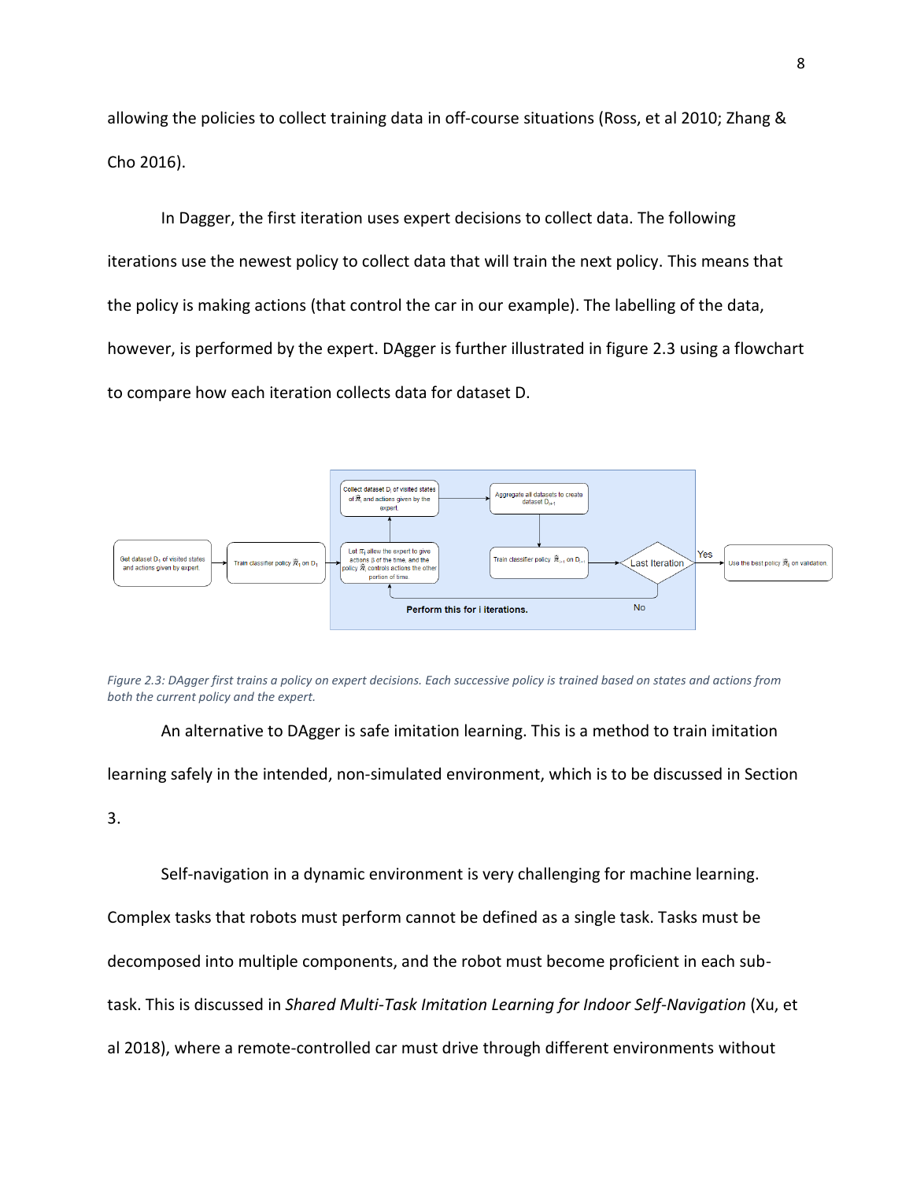allowing the policies to collect training data in off-course situations (Ross, et al 2010; Zhang & Cho 2016).

In Dagger, the first iteration uses expert decisions to collect data. The following iterations use the newest policy to collect data that will train the next policy. This means that the policy is making actions (that control the car in our example). The labelling of the data, however, is performed by the expert. DAgger is further illustrated in figure 2.3 using a flowchart to compare how each iteration collects data for dataset D.

*Figure 2.3: DAgger first trains a policy on expert decisions. Each successive policy is trained based on states and actions from both the current policy and the expert.*

An alternative to DAgger is safe imitation learning. This is a method to train imitation learning safely in the intended, non-simulated environment, which is to be discussed in Section 3.

Self-navigation in a dynamic environment is very challenging for machine learning. Complex tasks that robots must perform cannot be defined as a single task. Tasks must be decomposed into multiple components, and the robot must become proficient in each sub-task. This is discussed in *Shared Multi-Task Imitation Learning for Indoor Self-Navigation* (Xu, et al 2018), where a remote-controlled car must drive through different environments without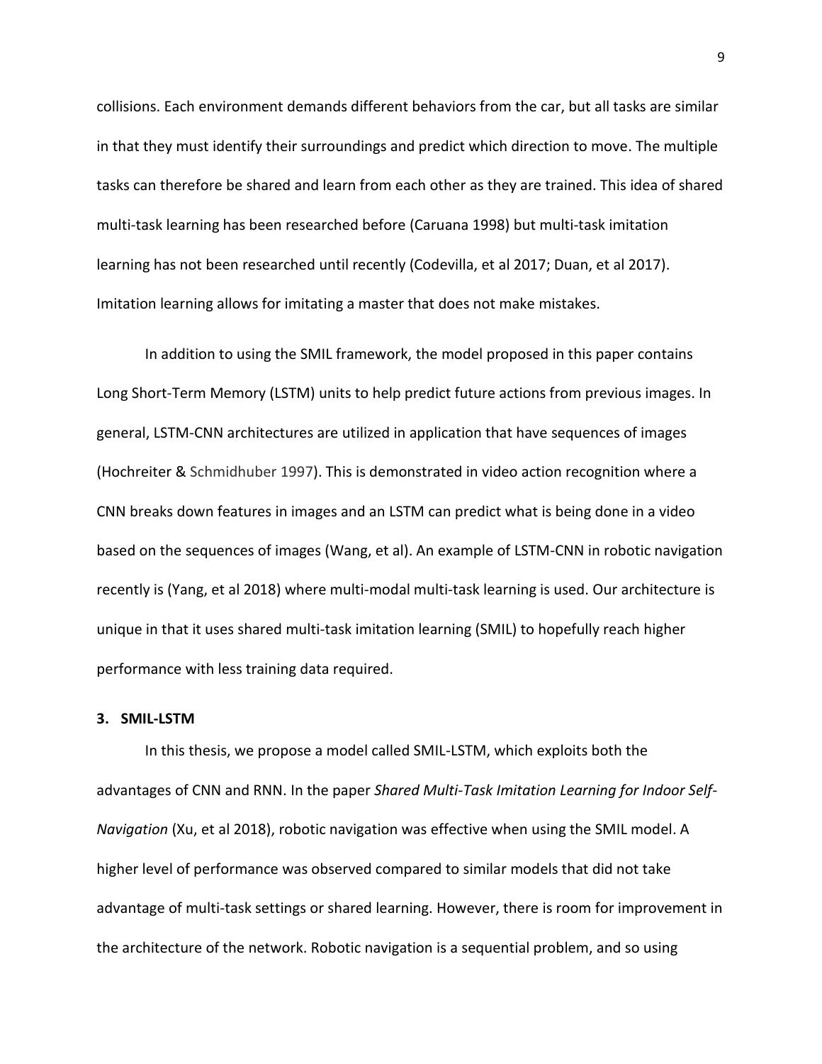collisions. Each environment demands different behaviors from the car, but all tasks are similar in that they must identify their surroundings and predict which direction to move. The multiple tasks can therefore be shared and learn from each other as they are trained. This idea of shared multi-task learning has been researched before (Caruana 1998) but multi-task imitation learning has not been researched until recently (Codevilla, et al 2017; Duan, et al 2017). Imitation learning allows for imitating a master that does not make mistakes.

In addition to using the SMIL framework, the model proposed in this paper contains Long Short-Term Memory (LSTM) units to help predict future actions from previous images. In general, LSTM-CNN architectures are utilized in application that have sequences of images (Hochreiter & Schmidhuber 1997). This is demonstrated in video action recognition where a CNN breaks down features in images and an LSTM can predict what is being done in a video based on the sequences of images (Wang, et al). An example of LSTM-CNN in robotic navigation recently is (Yang, et al 2018) where multi-modal multi-task learning is used. Our architecture is unique in that it uses shared multi-task imitation learning (SMIL) to hopefully reach higher performance with less training data required.

## 3. SMIL-LSTM

In this thesis, we propose a model called SMIL-LSTM, which exploits both the advantages of CNN and RNN. In the paper *Shared Multi-Task Imitation Learning for Indoor Self-Navigation* (Xu, et al 2018), robotic navigation was effective when using the SMIL model. A higher level of performance was observed compared to similar models that did not take advantage of multi-task settings or shared learning. However, there is room for improvement in the architecture of the network. Robotic navigation is a sequential problem, and so using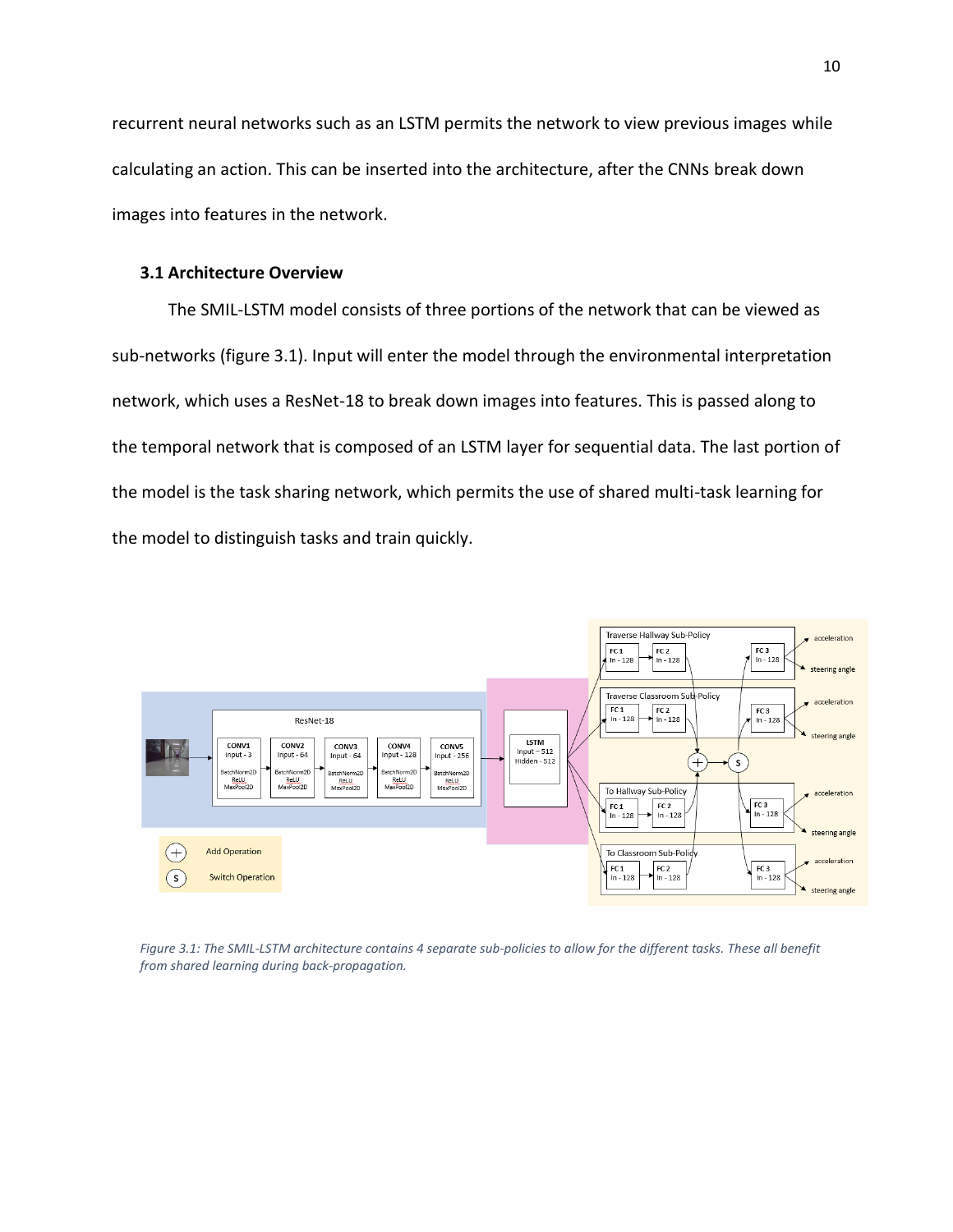recurrent neural networks such as an LSTM permits the network to view previous images while calculating an action. This can be inserted into the architecture, after the CNNs break down images into features in the network.

### 3.1 Architecture Overview

The SMIL-LSTM model consists of three portions of the network that can be viewed as sub-networks (figure 3.1). Input will enter the model through the environmental interpretation network, which uses a ResNet-18 to break down images into features. This is passed along to the temporal network that is composed of an LSTM layer for sequential data. The last portion of the model is the task sharing network, which permits the use of shared multi-task learning for the model to distinguish tasks and train quickly.

*Figure 3.1: The SMIL-LSTM architecture contains 4 separate sub-policies to allow for the different tasks. These all benefit from shared learning during back-propagation.*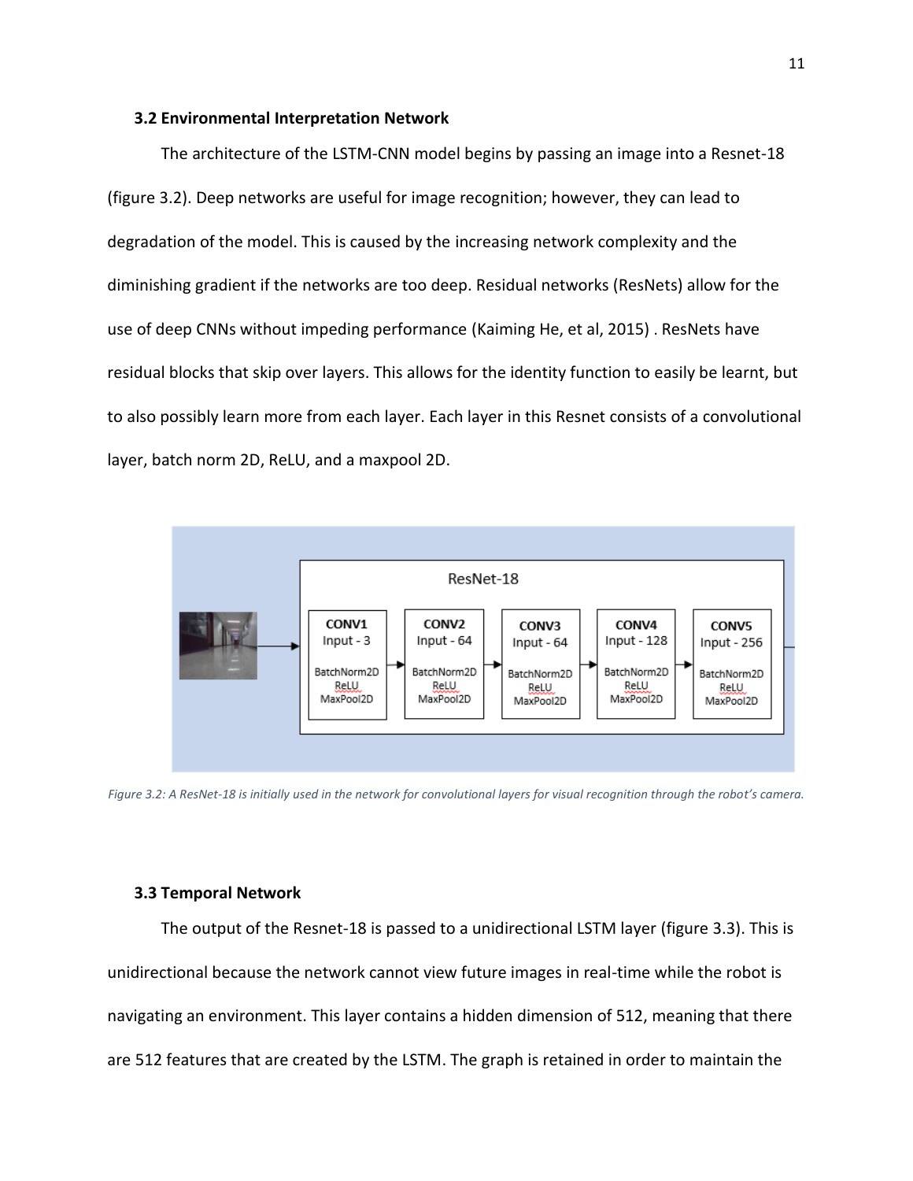### 3.2 Environmental Interpretation Network

The architecture of the LSTM-CNN model begins by passing an image into a Resnet-18 (figure 3.2). Deep networks are useful for image recognition; however, they can lead to degradation of the model. This is caused by the increasing network complexity and the diminishing gradient if the networks are too deep. Residual networks (ResNets) allow for the use of deep CNNs without impeding performance (Kaiming He, et al, 2015) . ResNets have residual blocks that skip over layers. This allows for the identity function to easily be learnt, but to also possibly learn more from each layer. Each layer in this Resnet consists of a convolutional layer, batch norm 2D, ReLU, and a maxpool 2D.

*Figure 3.2: A ResNet-18 is initially used in the network for convolutional layers for visual recognition through the robot's camera.*

### 3.3 Temporal Network

The output of the Resnet-18 is passed to a unidirectional LSTM layer (figure 3.3). This is unidirectional because the network cannot view future images in real-time while the robot is navigating an environment. This layer contains a hidden dimension of 512, meaning that there are 512 features that are created by the LSTM. The graph is retained in order to maintain the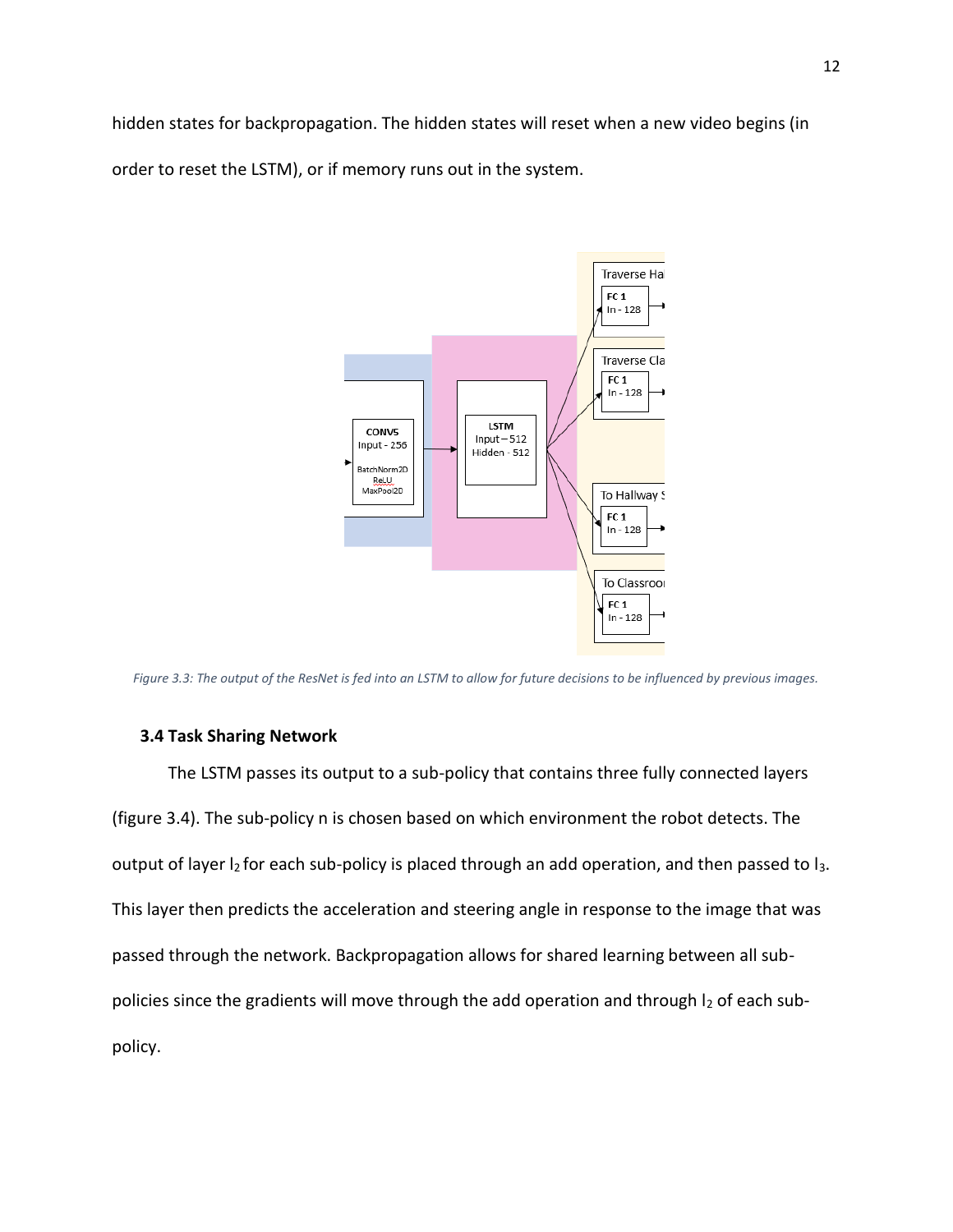hidden states for backpropagation. The hidden states will reset when a new video begins (in order to reset the LSTM), or if memory runs out in the system.

*Figure 3.3: The output of the ResNet is fed into an LSTM to allow for future decisions to be influenced by previous images.*

### 3.4 Task Sharing Network

The LSTM passes its output to a sub-policy that contains three fully connected layers (figure 3.4). The sub-policy n is chosen based on which environment the robot detects. The output of layer $l_2$ for each sub-policy is placed through an add operation, and then passed to $l_3$. This layer then predicts the acceleration and steering angle in response to the image that was passed through the network. Backpropagation allows for shared learning between all sub-policies since the gradients will move through the add operation and through $l_2$ of each sub-policy.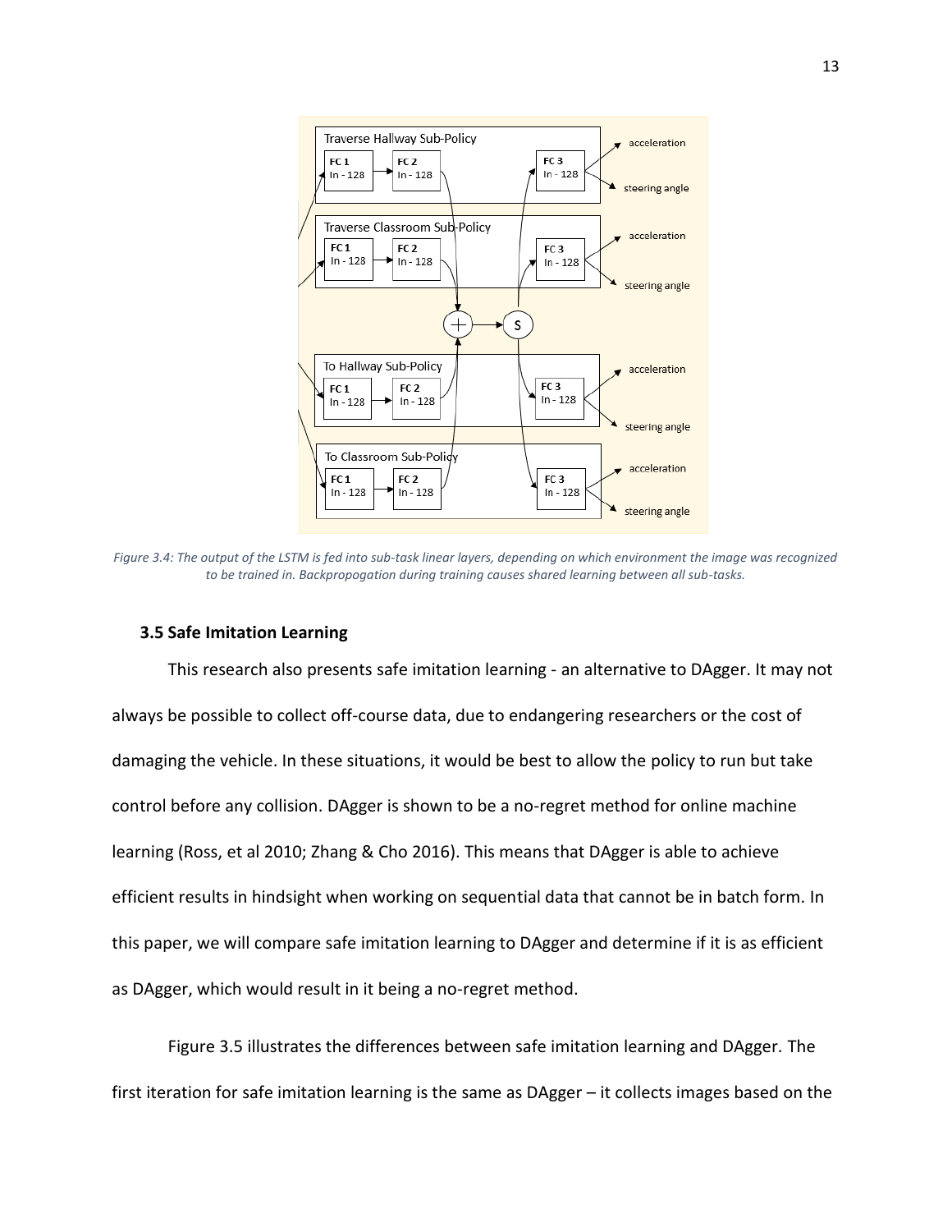*Figure 3.4: The output of the LSTM is fed into sub-task linear layers, depending on which environment the image was recognized to be trained in. Backpropogation during training causes shared learning between all sub-tasks.*

### 3.5 Safe Imitation Learning

This research also presents safe imitation learning - an alternative to DAgger. It may not always be possible to collect off-course data, due to endangering researchers or the cost of damaging the vehicle. In these situations, it would be best to allow the policy to run but take control before any collision. DAgger is shown to be a no-regret method for online machine learning (Ross, et al 2010; Zhang & Cho 2016). This means that DAgger is able to achieve efficient results in hindsight when working on sequential data that cannot be in batch form. In this paper, we will compare safe imitation learning to DAgger and determine if it is as efficient as DAgger, which would result in it being a no-regret method.

Figure 3.5 illustrates the differences between safe imitation learning and DAgger. The first iteration for safe imitation learning is the same as DAgger – it collects images based on the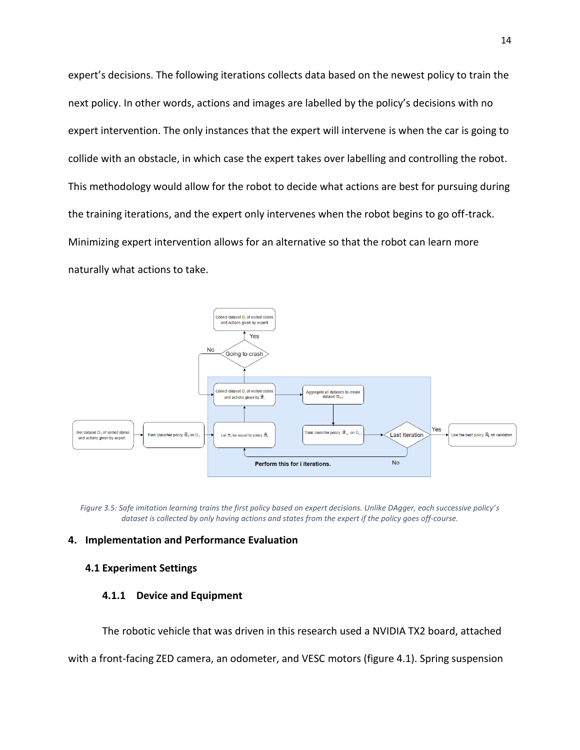expert's decisions. The following iterations collects data based on the newest policy to train the next policy. In other words, actions and images are labelled by the policy's decisions with no expert intervention. The only instances that the expert will intervene is when the car is going to collide with an obstacle, in which case the expert takes over labelling and controlling the robot. This methodology would allow for the robot to decide what actions are best for pursuing during the training iterations, and the expert only intervenes when the robot begins to go off-track. Minimizing expert intervention allows for an alternative so that the robot can learn more naturally what actions to take.

*Figure 3.5: Safe imitation learning trains the first policy based on expert decisions. Unlike DAgger, each successive policy's dataset is collected by only having actions and states from the expert if the policy goes off-course.*

## 4. Implementation and Performance Evaluation

### 4.1 Experiment Settings

#### 4.1.1 Device and Equipment

The robotic vehicle that was driven in this research used a NVIDIA TX2 board, attached with a front-facing ZED camera, an odometer, and VESC motors (figure 4.1). Spring suspension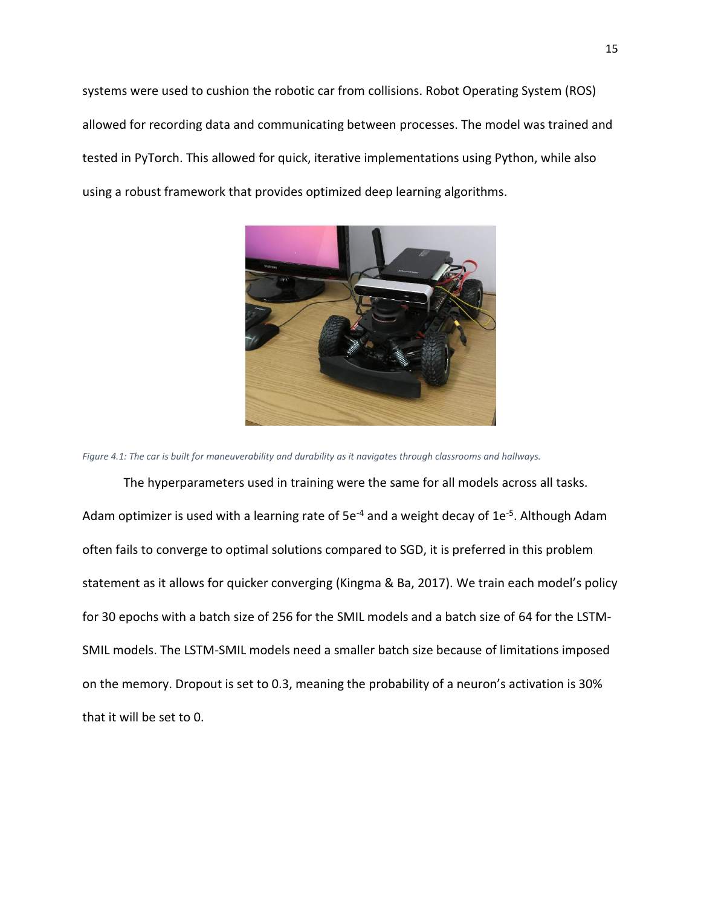systems were used to cushion the robotic car from collisions. Robot Operating System (ROS) allowed for recording data and communicating between processes. The model was trained and tested in PyTorch. This allowed for quick, iterative implementations using Python, while also using a robust framework that provides optimized deep learning algorithms.

*Figure 4.1: The car is built for maneuverability and durability as it navigates through classrooms and hallways.*

The hyperparameters used in training were the same for all models across all tasks. Adam optimizer is used with a learning rate of $5e^{-4}$ and a weight decay of $1e^{-5}$. Although Adam often fails to converge to optimal solutions compared to SGD, it is preferred in this problem statement as it allows for quicker converging (Kingma & Ba, 2017). We train each model's policy for 30 epochs with a batch size of 256 for the SMIL models and a batch size of 64 for the LSTM-SMIL models. The LSTM-SMIL models need a smaller batch size because of limitations imposed on the memory. Dropout is set to 0.3, meaning the probability of a neuron's activation is 30% that it will be set to 0.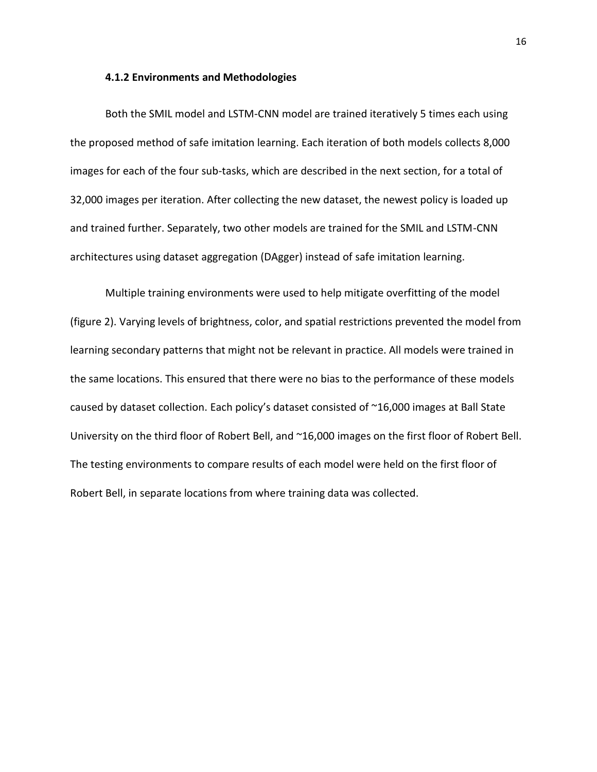### 4.1.2 Environments and Methodologies

Both the SMIL model and LSTM-CNN model are trained iteratively 5 times each using the proposed method of safe imitation learning. Each iteration of both models collects 8,000 images for each of the four sub-tasks, which are described in the next section, for a total of 32,000 images per iteration. After collecting the new dataset, the newest policy is loaded up and trained further. Separately, two other models are trained for the SMIL and LSTM-CNN architectures using dataset aggregation (DAgger) instead of safe imitation learning.

Multiple training environments were used to help mitigate overfitting of the model (figure 2). Varying levels of brightness, color, and spatial restrictions prevented the model from learning secondary patterns that might not be relevant in practice. All models were trained in the same locations. This ensured that there were no bias to the performance of these models caused by dataset collection. Each policy's dataset consisted of ~16,000 images at Ball State University on the third floor of Robert Bell, and ~16,000 images on the first floor of Robert Bell. The testing environments to compare results of each model were held on the first floor of Robert Bell, in separate locations from where training data was collected.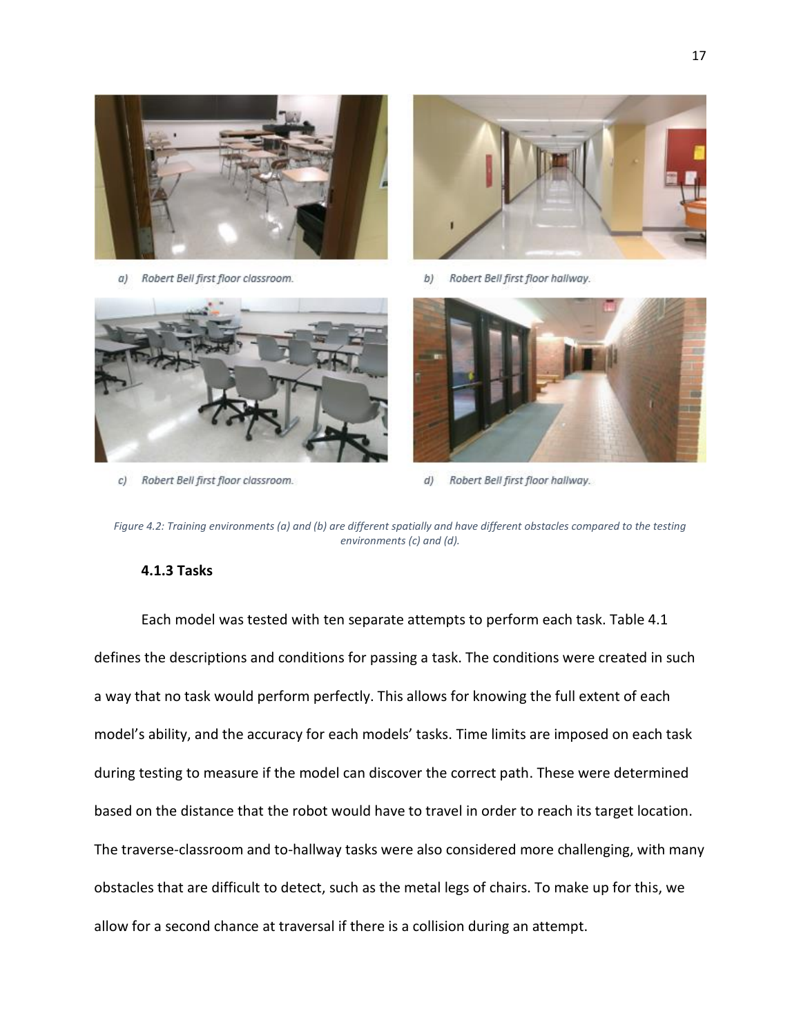a) Robert Bell first floor classroom.

b) Robert Bell first floor hallway.

c) Robert Bell first floor classroom.

d) Robert Bell first floor hallway.

*Figure 4.2: Training environments (a) and (b) are different spatially and have different obstacles compared to the testing environments (c) and (d).*

### 4.1.3 Tasks

Each model was tested with ten separate attempts to perform each task. Table 4.1 defines the descriptions and conditions for passing a task. The conditions were created in such a way that no task would perform perfectly. This allows for knowing the full extent of each model's ability, and the accuracy for each models' tasks. Time limits are imposed on each task during testing to measure if the model can discover the correct path. These were determined based on the distance that the robot would have to travel in order to reach its target location. The traverse-classroom and to-hallway tasks were also considered more challenging, with many obstacles that are difficult to detect, such as the metal legs of chairs. To make up for this, we allow for a second chance at traversal if there is a collision during an attempt.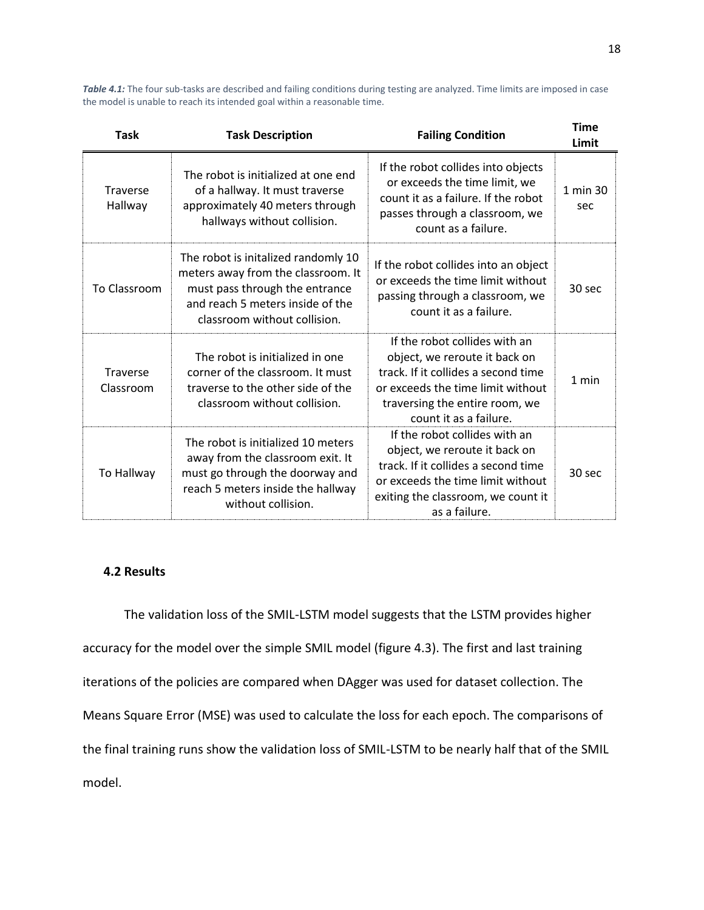***Table 4.1:*** The four sub-tasks are described and failing conditions during testing are analyzed. Time limits are imposed in case the model is unable to reach its intended goal within a reasonable time.

| Task | Task Description | Failing Condition | Time Limit |
|---|---|---|---|
| Traverse Hallway | The robot is initialized at one end of a hallway. It must traverse approximately 40 meters through hallways without collision. | If the robot collides into objects or exceeds the time limit, we count it as a failure. If the robot passes through a classroom, we count as a failure. | 1 min 30 sec |
| To Classroom | The robot is initalized randomly 10 meters away from the classroom. It must pass through the entrance and reach 5 meters inside of the classroom without collision. | If the robot collides into an object or exceeds the time limit without passing through a classroom, we count it as a failure. | 30 sec |
| Traverse Classroom | The robot is initialized in one corner of the classroom. It must traverse to the other side of the classroom without collision. | If the robot collides with an object, we reroute it back on track. If it collides a second time or exceeds the time limit without traversing the entire room, we count it as a failure. | 1 min |
| To Hallway | The robot is initialized 10 meters away from the classroom exit. It must go through the doorway and reach 5 meters inside the hallway without collision. | If the robot collides with an object, we reroute it back on track. If it collides a second time or exceeds the time limit without exiting the classroom, we count it as a failure. | 30 sec |

### 4.2 Results

The validation loss of the SMIL-LSTM model suggests that the LSTM provides higher accuracy for the model over the simple SMIL model (figure 4.3). The first and last training iterations of the policies are compared when DAgger was used for dataset collection. The Means Square Error (MSE) was used to calculate the loss for each epoch. The comparisons of the final training runs show the validation loss of SMIL-LSTM to be nearly half that of the SMIL model.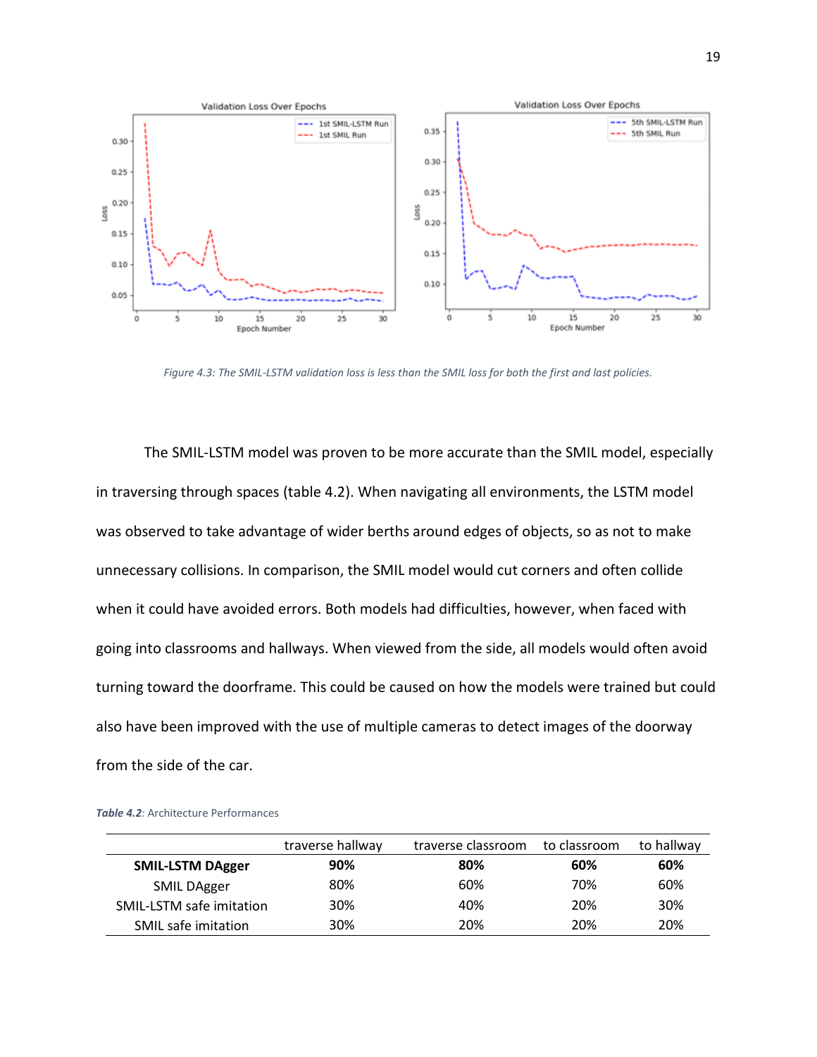*Figure 4.3: The SMIL-LSTM validation loss is less than the SMIL loss for both the first and last policies.*

The SMIL-LSTM model was proven to be more accurate than the SMIL model, especially in traversing through spaces (table 4.2). When navigating all environments, the LSTM model was observed to take advantage of wider berths around edges of objects, so as not to make unnecessary collisions. In comparison, the SMIL model would cut corners and often collide when it could have avoided errors. Both models had difficulties, however, when faced with going into classrooms and hallways. When viewed from the side, all models would often avoid turning toward the doorframe. This could be caused on how the models were trained but could also have been improved with the use of multiple cameras to detect images of the doorway from the side of the car.

***Table 4.2**: Architecture Performances*

| | traverse hallway | traverse classroom | to classroom | to hallway |
|---|---|---|---|---|
| **SMIL-LSTM DAgger** | **90%** | **80%** | **60%** | **60%** |
| SMIL DAgger | 80% | 60% | 70% | 60% |
| SMIL-LSTM safe imitation | 30% | 40% | 20% | 30% |
| SMIL safe imitation | 30% | 20% | 20% | 20% |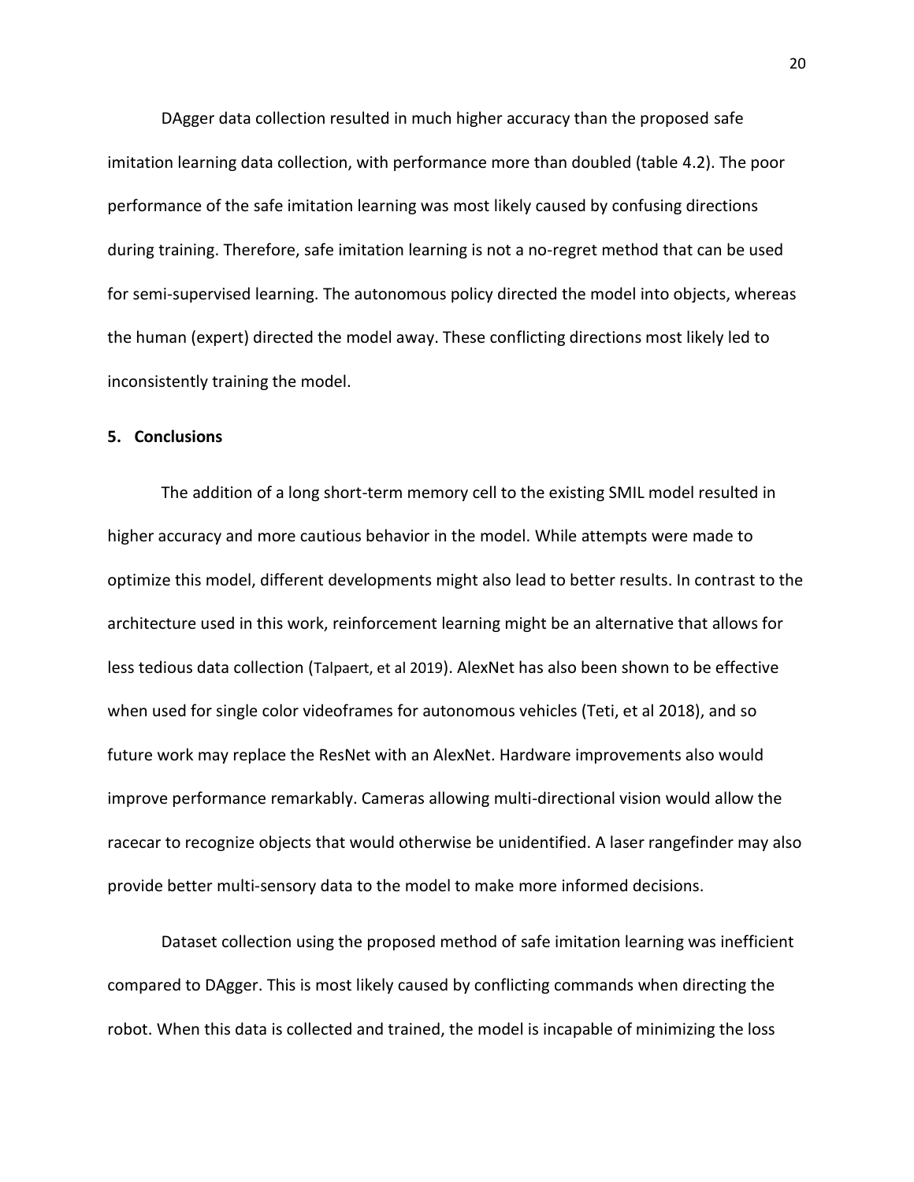DAgger data collection resulted in much higher accuracy than the proposed safe imitation learning data collection, with performance more than doubled (table 4.2). The poor performance of the safe imitation learning was most likely caused by confusing directions during training. Therefore, safe imitation learning is not a no-regret method that can be used for semi-supervised learning. The autonomous policy directed the model into objects, whereas the human (expert) directed the model away. These conflicting directions most likely led to inconsistently training the model.

## 5. Conclusions

The addition of a long short-term memory cell to the existing SMIL model resulted in higher accuracy and more cautious behavior in the model. While attempts were made to optimize this model, different developments might also lead to better results. In contrast to the architecture used in this work, reinforcement learning might be an alternative that allows for less tedious data collection (Talpaert, et al 2019). AlexNet has also been shown to be effective when used for single color videoframes for autonomous vehicles (Teti, et al 2018), and so future work may replace the ResNet with an AlexNet. Hardware improvements also would improve performance remarkably. Cameras allowing multi-directional vision would allow the racecar to recognize objects that would otherwise be unidentified. A laser rangefinder may also provide better multi-sensory data to the model to make more informed decisions.

Dataset collection using the proposed method of safe imitation learning was inefficient compared to DAgger. This is most likely caused by conflicting commands when directing the robot. When this data is collected and trained, the model is incapable of minimizing the loss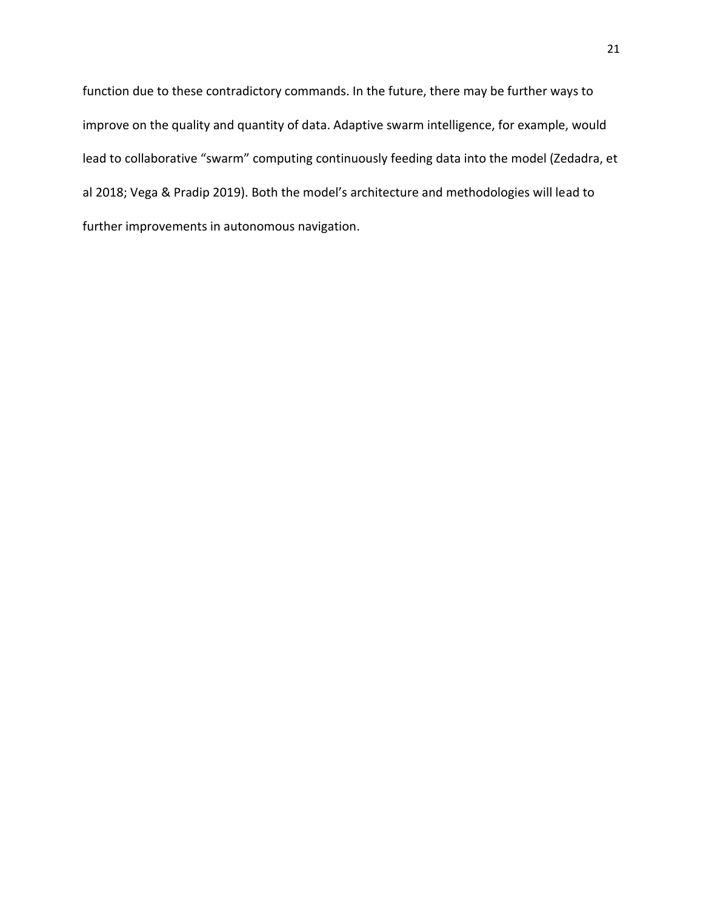function due to these contradictory commands. In the future, there may be further ways to improve on the quality and quantity of data. Adaptive swarm intelligence, for example, would lead to collaborative "swarm" computing continuously feeding data into the model (Zedadra, et al 2018; Vega & Pradip 2019). Both the model's architecture and methodologies will lead to further improvements in autonomous navigation.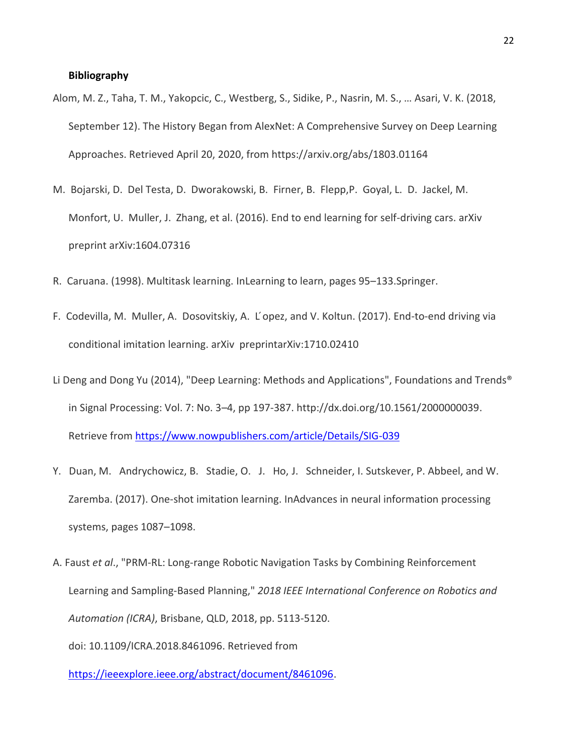**Bibliography**

Alom, M. Z., Taha, T. M., Yakopcic, C., Westberg, S., Sidike, P., Nasrin, M. S., … Asari, V. K. (2018, September 12). The History Began from AlexNet: A Comprehensive Survey on Deep Learning Approaches. Retrieved April 20, 2020, from https://arxiv.org/abs/1803.01164

M. Bojarski, D. Del Testa, D. Dworakowski, B. Firner, B. Flepp,P. Goyal, L. D. Jackel, M. Monfort, U. Muller, J. Zhang, et al. (2016). End to end learning for self-driving cars. arXiv preprint arXiv:1604.07316

R. Caruana. (1998). Multitask learning. InLearning to learn, pages 95–133.Springer.

F. Codevilla, M. Muller, A. Dosovitskiy, A. L ́opez, and V. Koltun. (2017). End-to-end driving via conditional imitation learning. arXiv preprintarXiv:1710.02410

Li Deng and Dong Yu (2014), "Deep Learning: Methods and Applications", Foundations and Trends® in Signal Processing: Vol. 7: No. 3–4, pp 197-387. http://dx.doi.org/10.1561/2000000039. Retrieve from https://www.nowpublishers.com/article/Details/SIG-039

Y. Duan, M. Andrychowicz, B. Stadie, O. J. Ho, J. Schneider, I. Sutskever, P. Abbeel, and W. Zaremba. (2017). One-shot imitation learning. InAdvances in neural information processing systems, pages 1087–1098.

A. Faust *et al*., "PRM-RL: Long-range Robotic Navigation Tasks by Combining Reinforcement Learning and Sampling-Based Planning," *2018 IEEE International Conference on Robotics and Automation (ICRA)*, Brisbane, QLD, 2018, pp. 5113-5120.

doi: 10.1109/ICRA.2018.8461096. Retrieved from

https://ieeexplore.ieee.org/abstract/document/8461096.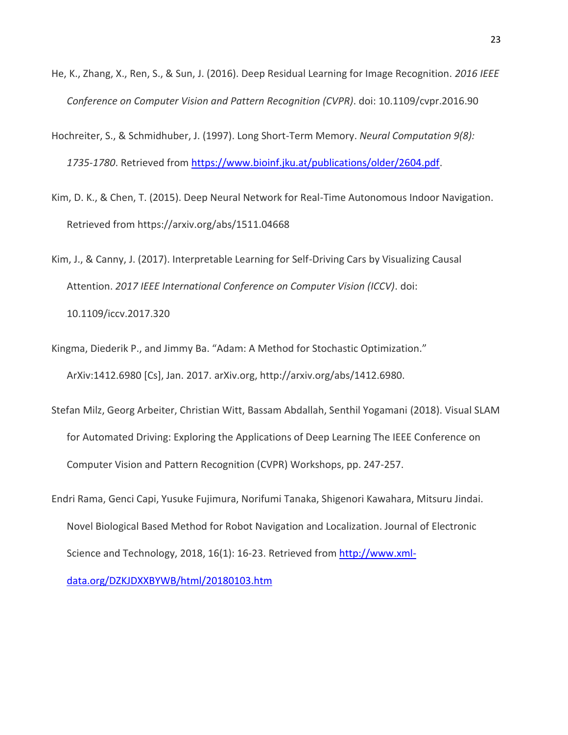He, K., Zhang, X., Ren, S., & Sun, J. (2016). Deep Residual Learning for Image Recognition. *2016 IEEE Conference on Computer Vision and Pattern Recognition (CVPR)*. doi: 10.1109/cvpr.2016.90

Hochreiter, S., & Schmidhuber, J. (1997). Long Short-Term Memory. *Neural Computation 9(8): 1735-1780*. Retrieved from [https://www.bioinf.jku.at/publications/older/2604.pdf](https://www.bioinf.jku.at/publications/older/2604.pdf).

Kim, D. K., & Chen, T. (2015). Deep Neural Network for Real-Time Autonomous Indoor Navigation. Retrieved from https://arxiv.org/abs/1511.04668

Kim, J., & Canny, J. (2017). Interpretable Learning for Self-Driving Cars by Visualizing Causal Attention. *2017 IEEE International Conference on Computer Vision (ICCV)*. doi: 10.1109/iccv.2017.320

Kingma, Diederik P., and Jimmy Ba. "Adam: A Method for Stochastic Optimization." ArXiv:1412.6980 [Cs], Jan. 2017. arXiv.org, http://arxiv.org/abs/1412.6980.

Stefan Milz, Georg Arbeiter, Christian Witt, Bassam Abdallah, Senthil Yogamani (2018). Visual SLAM for Automated Driving: Exploring the Applications of Deep Learning The IEEE Conference on Computer Vision and Pattern Recognition (CVPR) Workshops, pp. 247-257.

Endri Rama, Genci Capi, Yusuke Fujimura, Norifumi Tanaka, Shigenori Kawahara, Mitsuru Jindai. Novel Biological Based Method for Robot Navigation and Localization. Journal of Electronic Science and Technology, 2018, 16(1): 16-23. Retrieved from [http://www.xml-data.org/DZKJDXXBYWB/html/20180103.htm](http://www.xml-data.org/DZKJDXXBYWB/html/20180103.htm)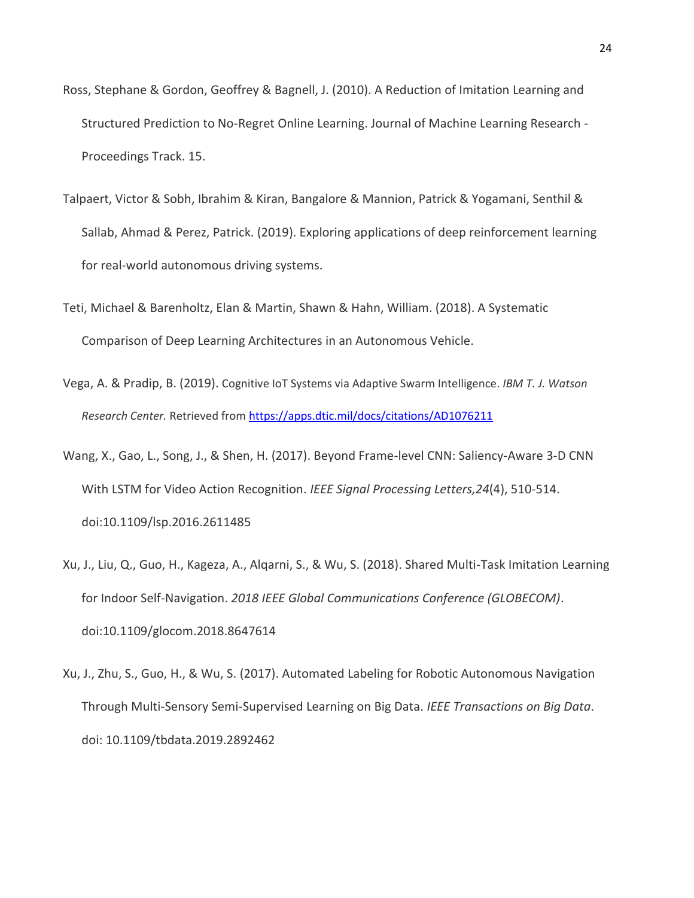Ross, Stephane & Gordon, Geoffrey & Bagnell, J. (2010). A Reduction of Imitation Learning and Structured Prediction to No-Regret Online Learning. Journal of Machine Learning Research - Proceedings Track. 15.

Talpaert, Victor & Sobh, Ibrahim & Kiran, Bangalore & Mannion, Patrick & Yogamani, Senthil & Sallab, Ahmad & Perez, Patrick. (2019). Exploring applications of deep reinforcement learning for real-world autonomous driving systems.

Teti, Michael & Barenholtz, Elan & Martin, Shawn & Hahn, William. (2018). A Systematic Comparison of Deep Learning Architectures in an Autonomous Vehicle.

Vega, A. & Pradip, B. (2019). Cognitive IoT Systems via Adaptive Swarm Intelligence. *IBM T. J. Watson Research Center.* Retrieved from [https://apps.dtic.mil/docs/citations/AD1076211](https://apps.dtic.mil/docs/citations/AD1076211)

Wang, X., Gao, L., Song, J., & Shen, H. (2017). Beyond Frame-level CNN: Saliency-Aware 3-D CNN With LSTM for Video Action Recognition. *IEEE Signal Processing Letters,24*(4), 510-514. doi:10.1109/lsp.2016.2611485

Xu, J., Liu, Q., Guo, H., Kageza, A., Alqarni, S., & Wu, S. (2018). Shared Multi-Task Imitation Learning for Indoor Self-Navigation. *2018 IEEE Global Communications Conference (GLOBECOM)*. doi:10.1109/glocom.2018.8647614

Xu, J., Zhu, S., Guo, H., & Wu, S. (2017). Automated Labeling for Robotic Autonomous Navigation Through Multi-Sensory Semi-Supervised Learning on Big Data. *IEEE Transactions on Big Data*. doi: 10.1109/tbdata.2019.2892462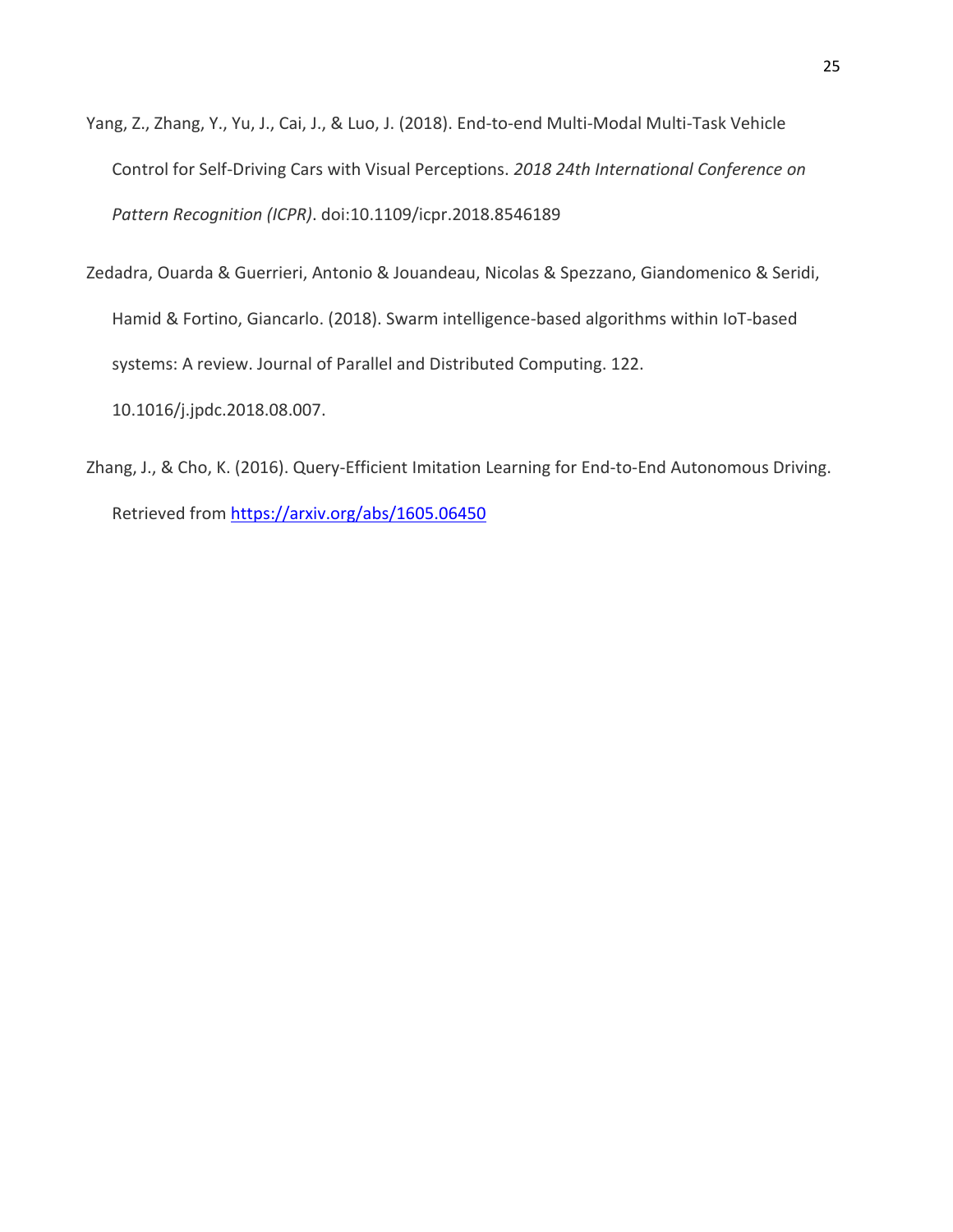Yang, Z., Zhang, Y., Yu, J., Cai, J., & Luo, J. (2018). End-to-end Multi-Modal Multi-Task Vehicle Control for Self-Driving Cars with Visual Perceptions. *2018 24th International Conference on Pattern Recognition (ICPR)*. doi:10.1109/icpr.2018.8546189

Zedadra, Ouarda & Guerrieri, Antonio & Jouandeau, Nicolas & Spezzano, Giandomenico & Seridi, Hamid & Fortino, Giancarlo. (2018). Swarm intelligence-based algorithms within IoT-based systems: A review. Journal of Parallel and Distributed Computing. 122. 10.1016/j.jpdc.2018.08.007.

Zhang, J., & Cho, K. (2016). Query-Efficient Imitation Learning for End-to-End Autonomous Driving. Retrieved from https://arxiv.org/abs/1605.06450